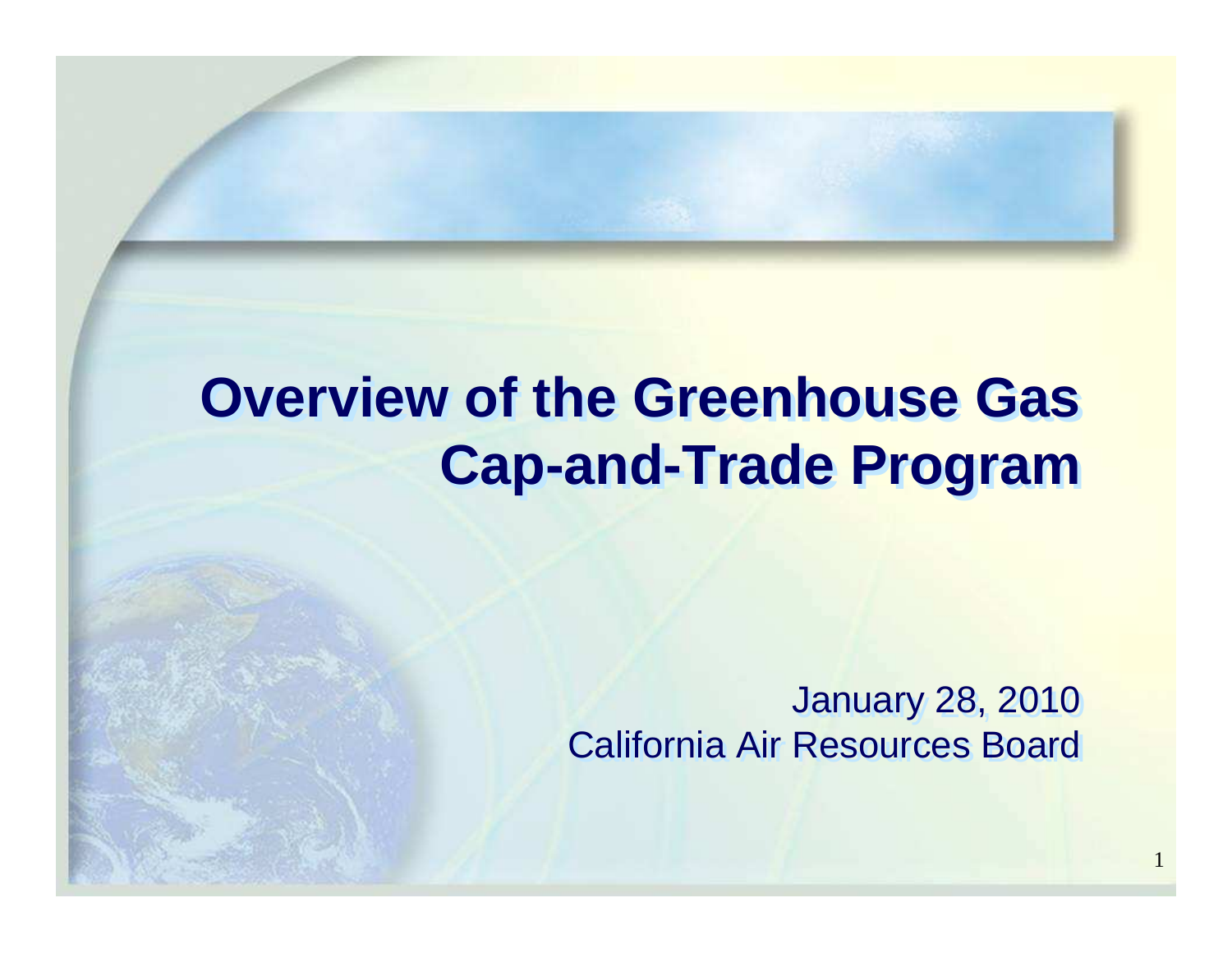# Overview of the Greenhouse Gas Cap-and-Trade Program

January 28, 2010
California Air Resources Board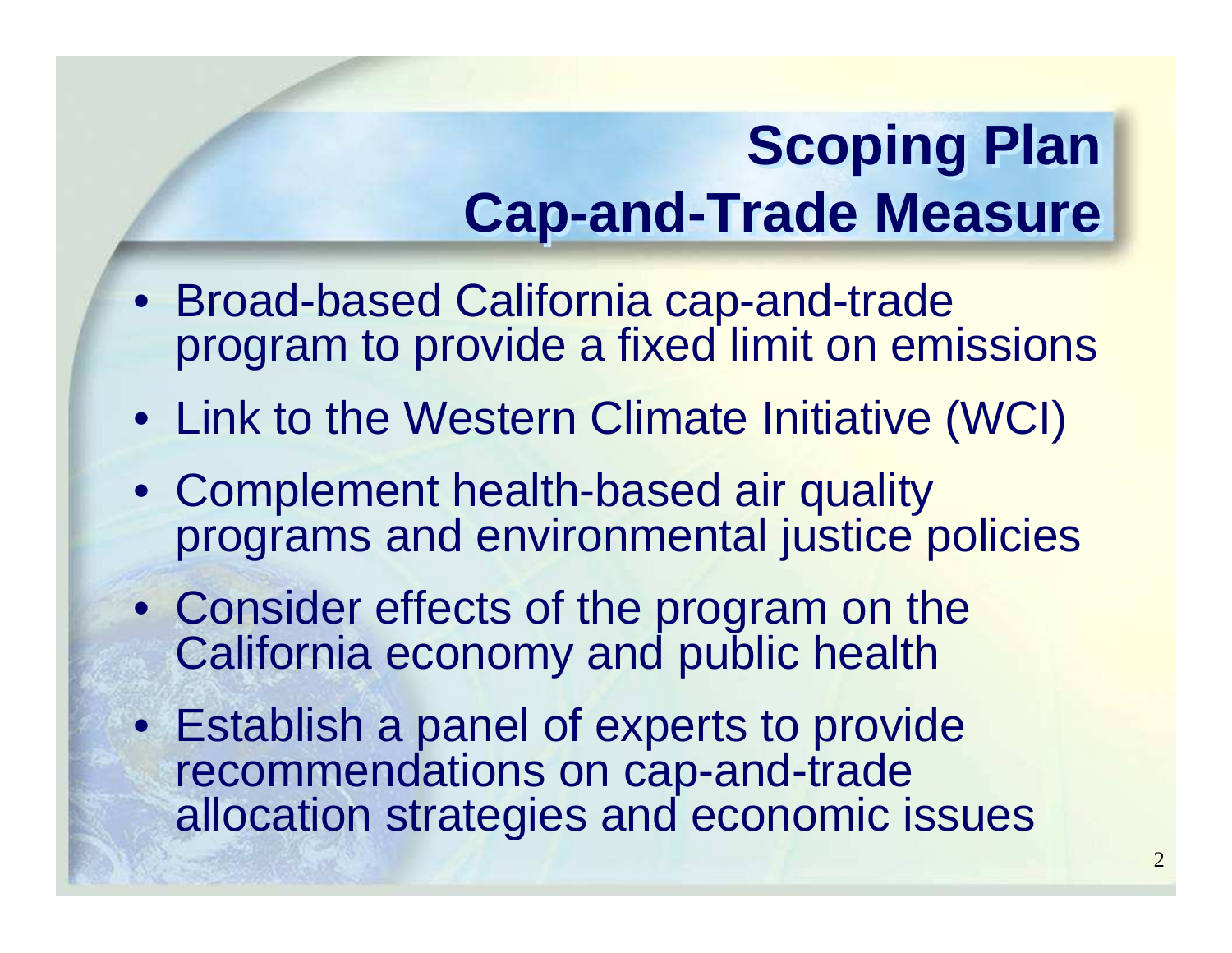# Scoping Plan
# Cap-and-Trade Measure

- Broad-based California cap-and-trade program to provide a fixed limit on emissions
- Link to the Western Climate Initiative (WCI)
- Complement health-based air quality programs and environmental justice policies
- Consider effects of the program on the California economy and public health
- Establish a panel of experts to provide recommendations on cap-and-trade allocation strategies and economic issues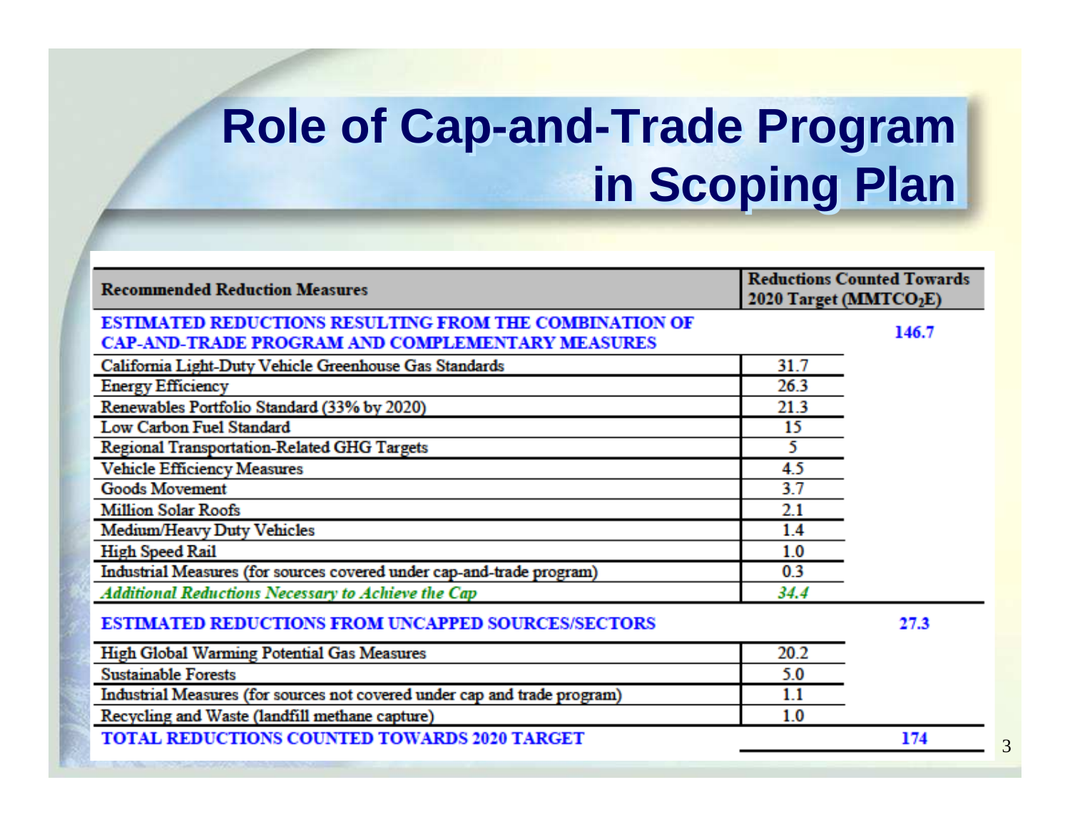# Role of Cap-and-Trade Program in Scoping Plan

| Recommended Reduction Measures | Reductions Counted Towards 2020 Target ($MMTCO_2E$) | |
|---|---|---|
| **ESTIMATED REDUCTIONS RESULTING FROM THE COMBINATION OF CAP-AND-TRADE PROGRAM AND COMPLEMENTARY MEASURES** | | **146.7** |
| California Light-Duty Vehicle Greenhouse Gas Standards | 31.7 | |
| Energy Efficiency | 26.3 | |
| Renewables Portfolio Standard (33% by 2020) | 21.3 | |
| Low Carbon Fuel Standard | 15 | |
| Regional Transportation-Related GHG Targets | 5 | |
| Vehicle Efficiency Measures | 4.5 | |
| Goods Movement | 3.7 | |
| Million Solar Roofs | 2.1 | |
| Medium/Heavy Duty Vehicles | 1.4 | |
| High Speed Rail | 1.0 | |
| Industrial Measures (for sources covered under cap-and-trade program) | 0.3 | |
| *Additional Reductions Necessary to Achieve the Cap* | *34.4* | |
| **ESTIMATED REDUCTIONS FROM UNCAPPED SOURCES/SECTORS** | | **27.3** |
| High Global Warming Potential Gas Measures | 20.2 | |
| Sustainable Forests | 5.0 | |
| Industrial Measures (for sources not covered under cap and trade program) | 1.1 | |
| Recycling and Waste (landfill methane capture) | 1.0 | |
| **TOTAL REDUCTIONS COUNTED TOWARDS 2020 TARGET** | | **174** |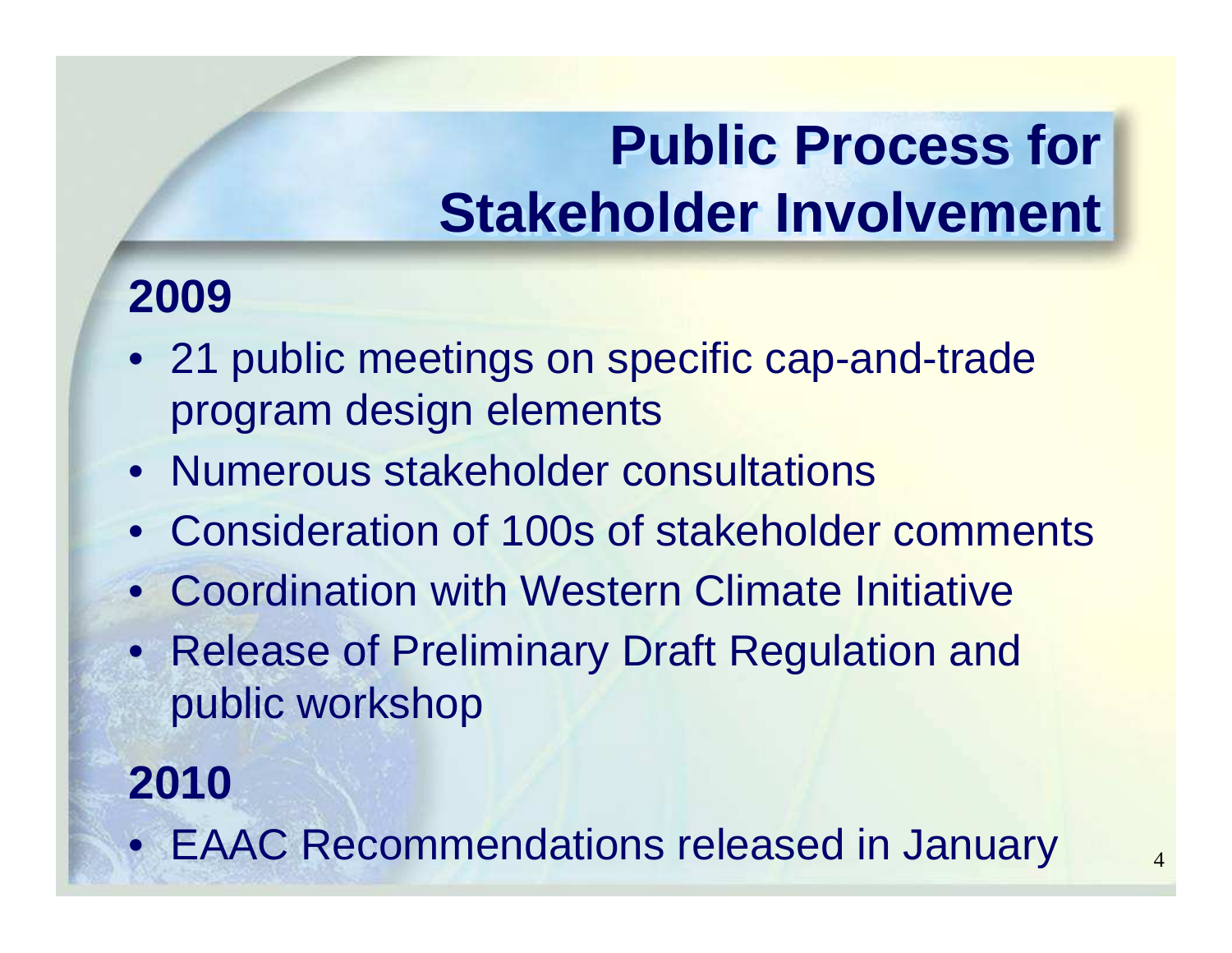# Public Process for Stakeholder Involvement

## 2009

- 21 public meetings on specific cap-and-trade program design elements
- Numerous stakeholder consultations
- Consideration of 100s of stakeholder comments
- Coordination with Western Climate Initiative
- Release of Preliminary Draft Regulation and public workshop

## 2010

- EAAC Recommendations released in January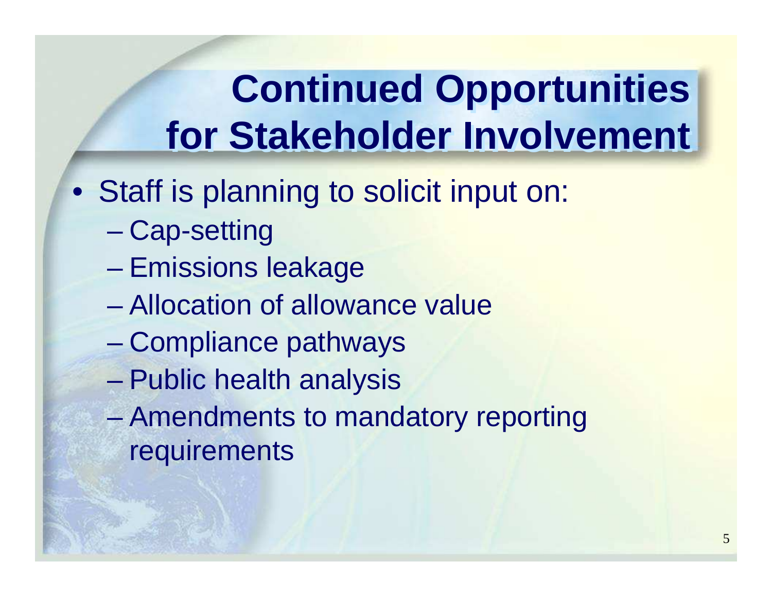# Continued Opportunities for Stakeholder Involvement

- Staff is planning to solicit input on:
  - Cap-setting
  - Emissions leakage
  - Allocation of allowance value
  - Compliance pathways
  - Public health analysis
  - Amendments to mandatory reporting requirements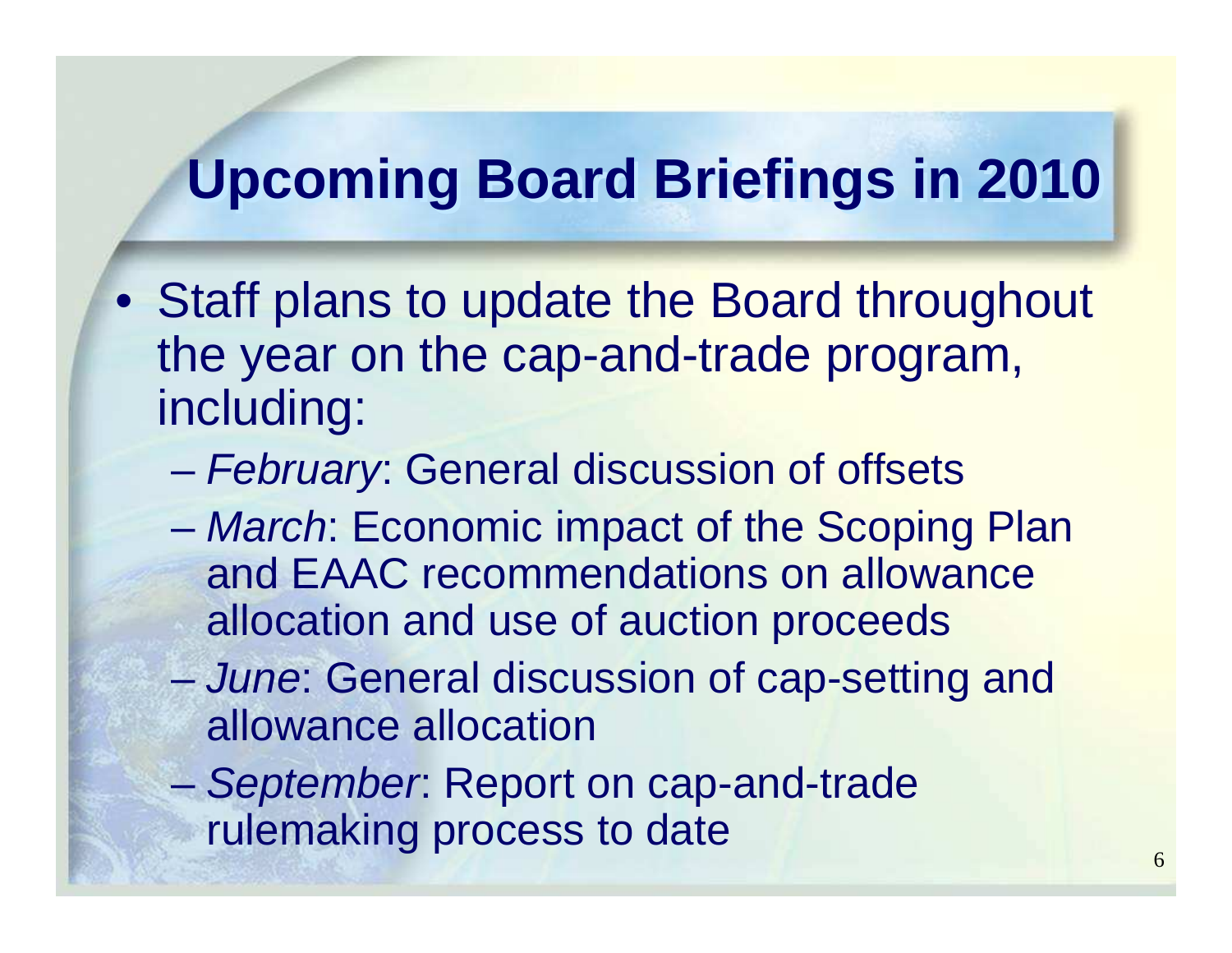# Upcoming Board Briefings in 2010

- Staff plans to update the Board throughout the year on the cap-and-trade program, including:
  - *February*: General discussion of offsets
  - *March*: Economic impact of the Scoping Plan and EAAC recommendations on allowance allocation and use of auction proceeds
  - *June*: General discussion of cap-setting and allowance allocation
  - *September*: Report on cap-and-trade rulemaking process to date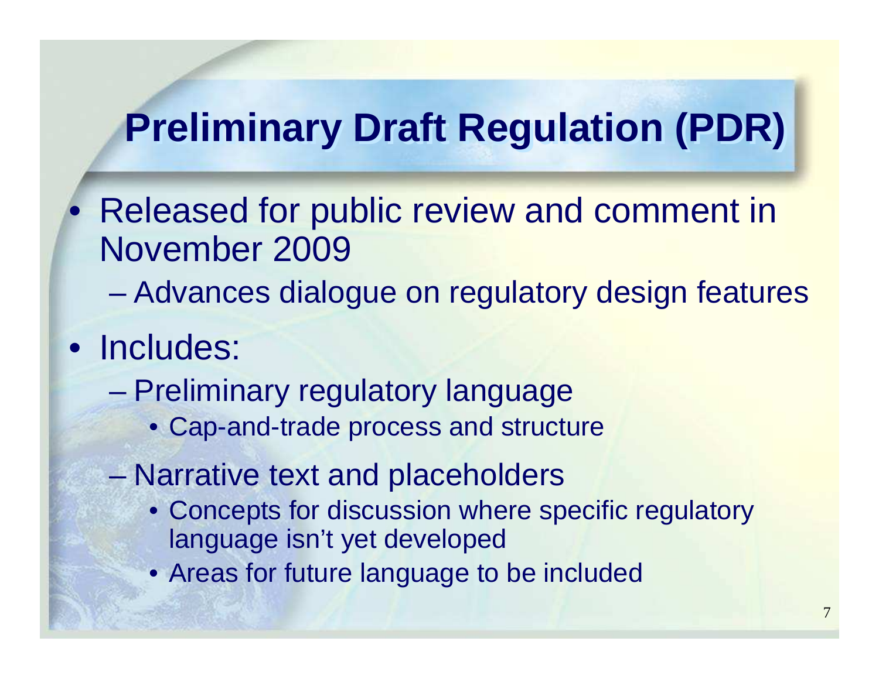# Preliminary Draft Regulation (PDR)

- Released for public review and comment in November 2009
  - Advances dialogue on regulatory design features
- Includes:
  - Preliminary regulatory language
    - Cap-and-trade process and structure
  - Narrative text and placeholders
    - Concepts for discussion where specific regulatory language isn't yet developed
    - Areas for future language to be included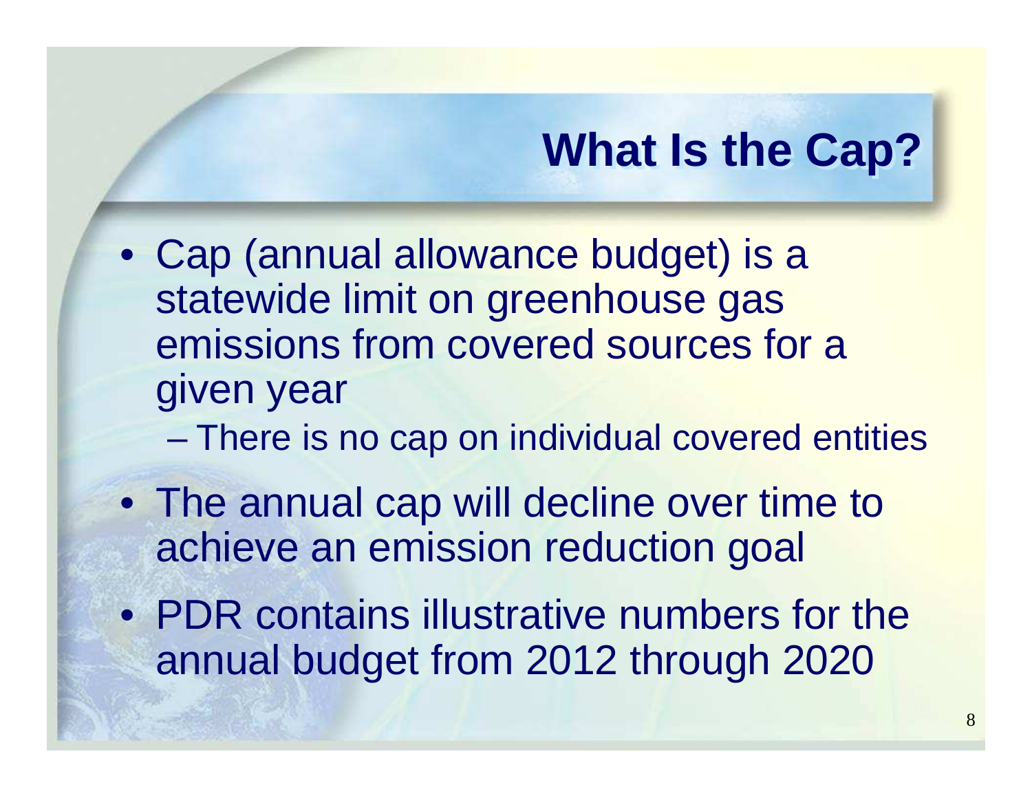# What Is the Cap?

- Cap (annual allowance budget) is a statewide limit on greenhouse gas emissions from covered sources for a given year
  - There is no cap on individual covered entities
- The annual cap will decline over time to achieve an emission reduction goal
- PDR contains illustrative numbers for the annual budget from 2012 through 2020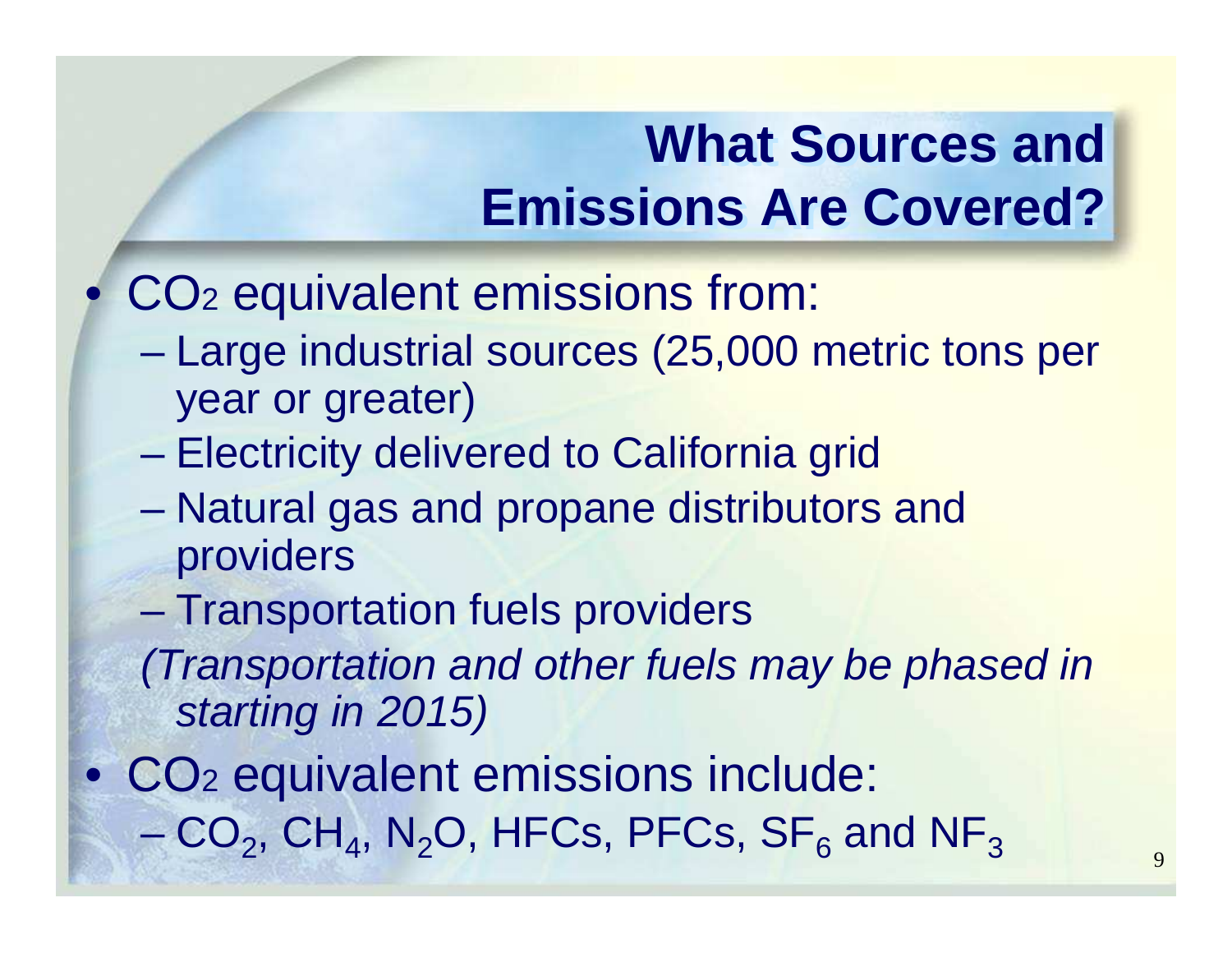# What Sources and Emissions Are Covered?

- $CO_2$ equivalent emissions from:
  - Large industrial sources (25,000 metric tons per year or greater)
  - Electricity delivered to California grid
  - Natural gas and propane distributors and providers
  - Transportation fuels providers

  *(Transportation and other fuels may be phased in starting in 2015)*
- $CO_2$ equivalent emissions include:
  - $CO_2$, $CH_4$, $N_2O$, HFCs, PFCs, $SF_6$ and $NF_3$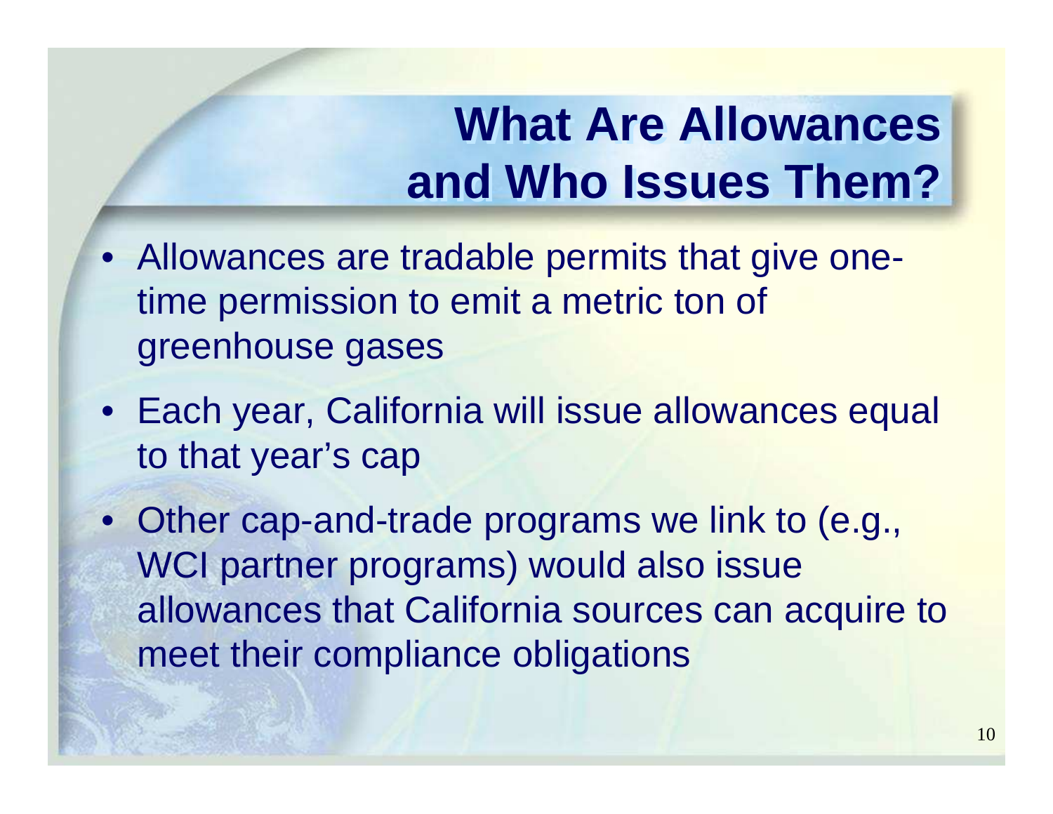# What Are Allowances and Who Issues Them?

- Allowances are tradable permits that give one-time permission to emit a metric ton of greenhouse gases
- Each year, California will issue allowances equal to that year's cap
- Other cap-and-trade programs we link to (e.g., WCI partner programs) would also issue allowances that California sources can acquire to meet their compliance obligations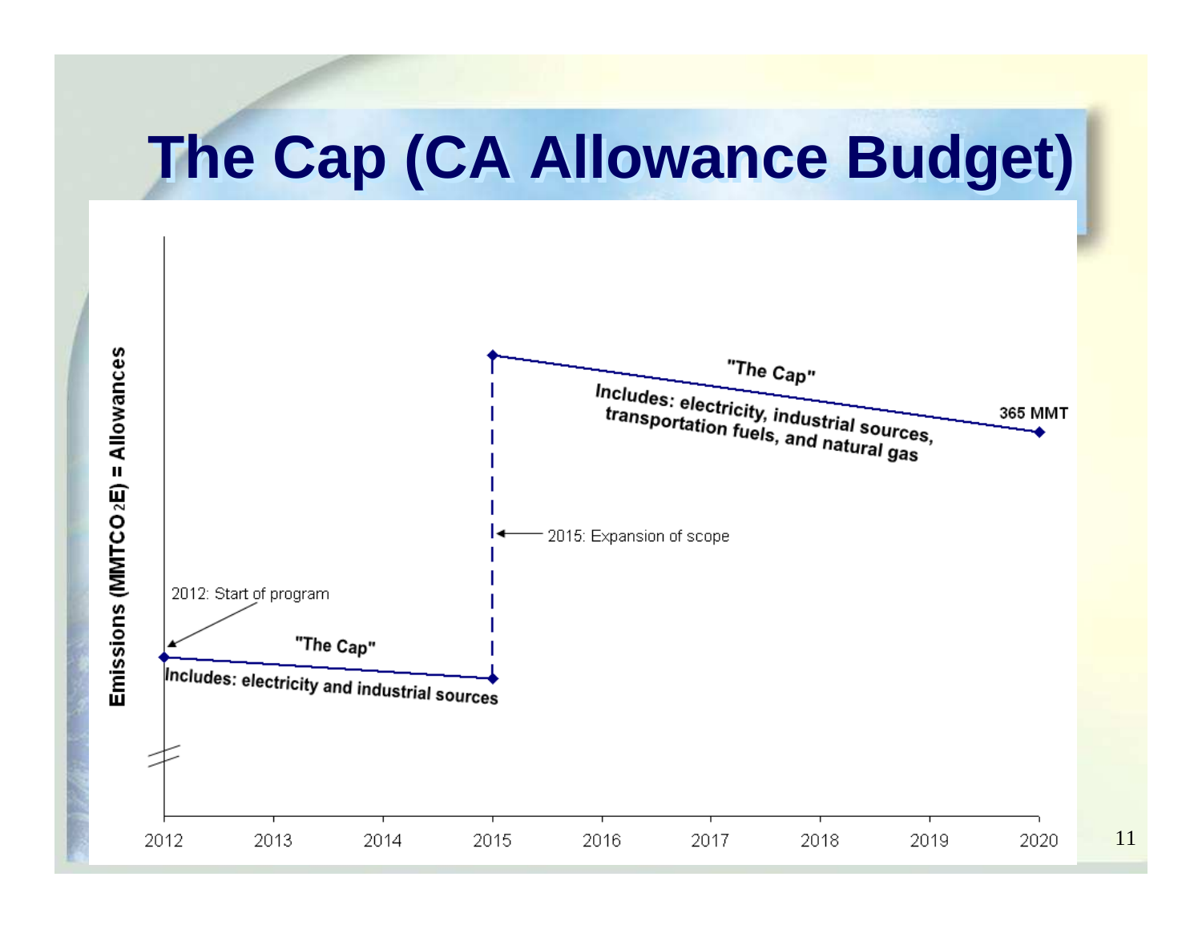# The Cap (CA Allowance Budget)

Emissions ($MMTCO_2E$) = Allowances

2012: Start of program

"The Cap"

Includes: electricity and industrial sources

2015: Expansion of scope

"The Cap"

Includes: electricity, industrial sources, transportation fuels, and natural gas

365 MMT

2012 2013 2014 2015 2016 2017 2018 2019 2020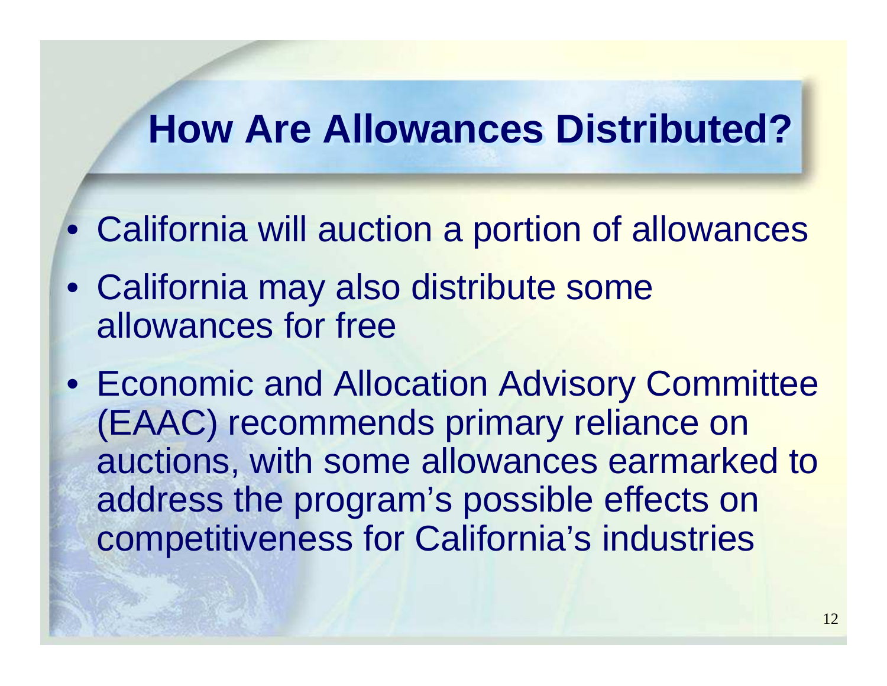# How Are Allowances Distributed?

- California will auction a portion of allowances
- California may also distribute some allowances for free
- Economic and Allocation Advisory Committee (EAAC) recommends primary reliance on auctions, with some allowances earmarked to address the program's possible effects on competitiveness for California's industries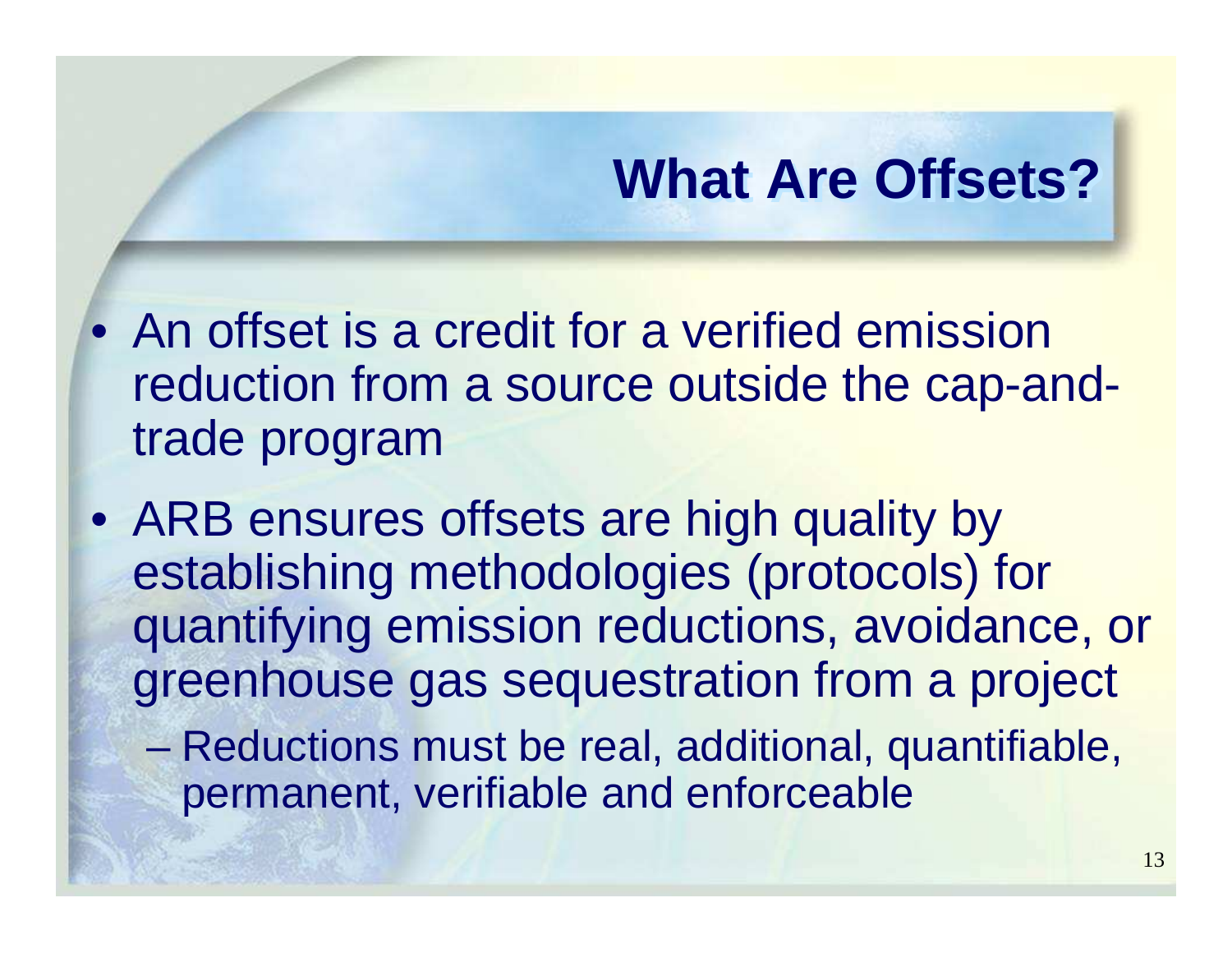# What Are Offsets?

- An offset is a credit for a verified emission reduction from a source outside the cap-and-trade program
- ARB ensures offsets are high quality by establishing methodologies (protocols) for quantifying emission reductions, avoidance, or greenhouse gas sequestration from a project
  - Reductions must be real, additional, quantifiable, permanent, verifiable and enforceable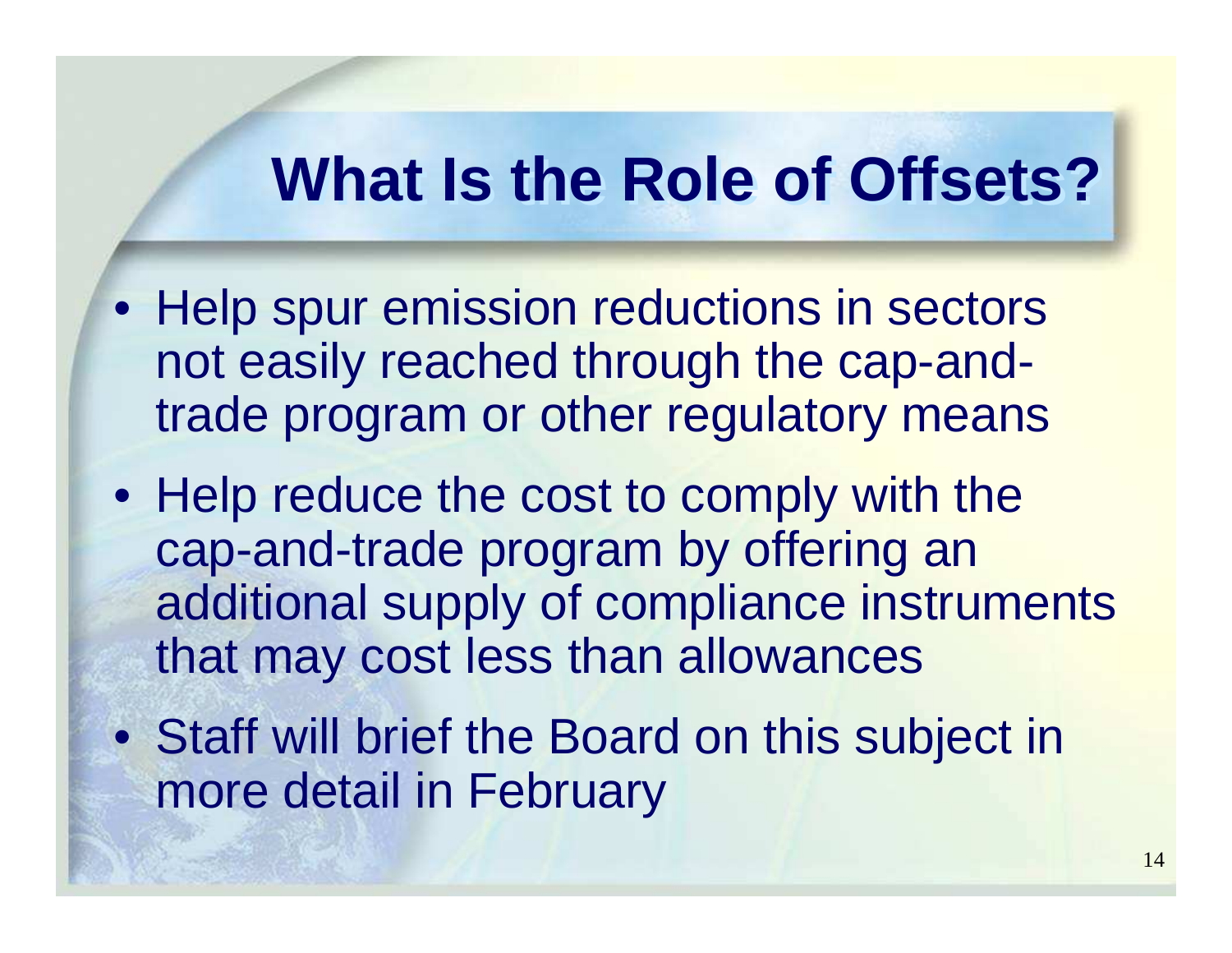# What Is the Role of Offsets?

- Help spur emission reductions in sectors not easily reached through the cap-and-trade program or other regulatory means
- Help reduce the cost to comply with the cap-and-trade program by offering an additional supply of compliance instruments that may cost less than allowances
- Staff will brief the Board on this subject in more detail in February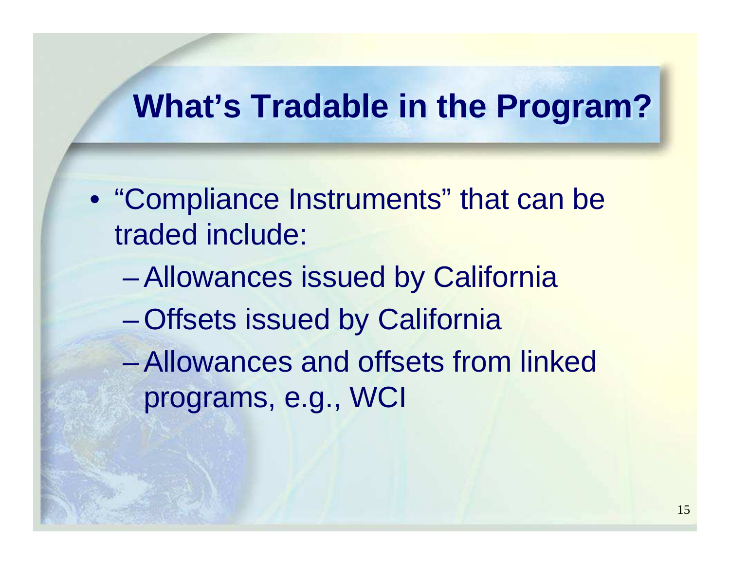# What's Tradable in the Program?

- "Compliance Instruments" that can be traded include:
  - Allowances issued by California
  - Offsets issued by California
  - Allowances and offsets from linked programs, e.g., WCI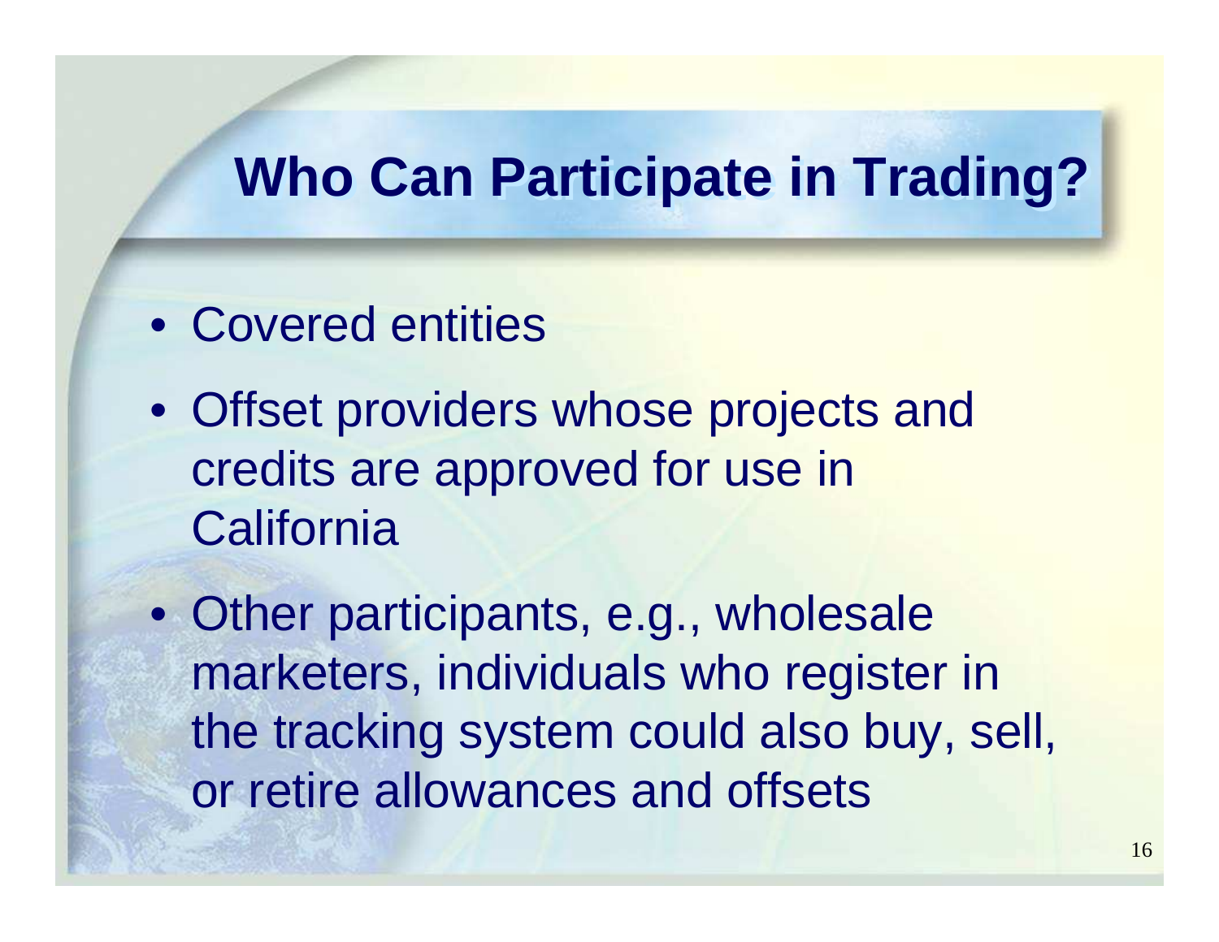# Who Can Participate in Trading?

- Covered entities
- Offset providers whose projects and credits are approved for use in California
- Other participants, e.g., wholesale marketers, individuals who register in the tracking system could also buy, sell, or retire allowances and offsets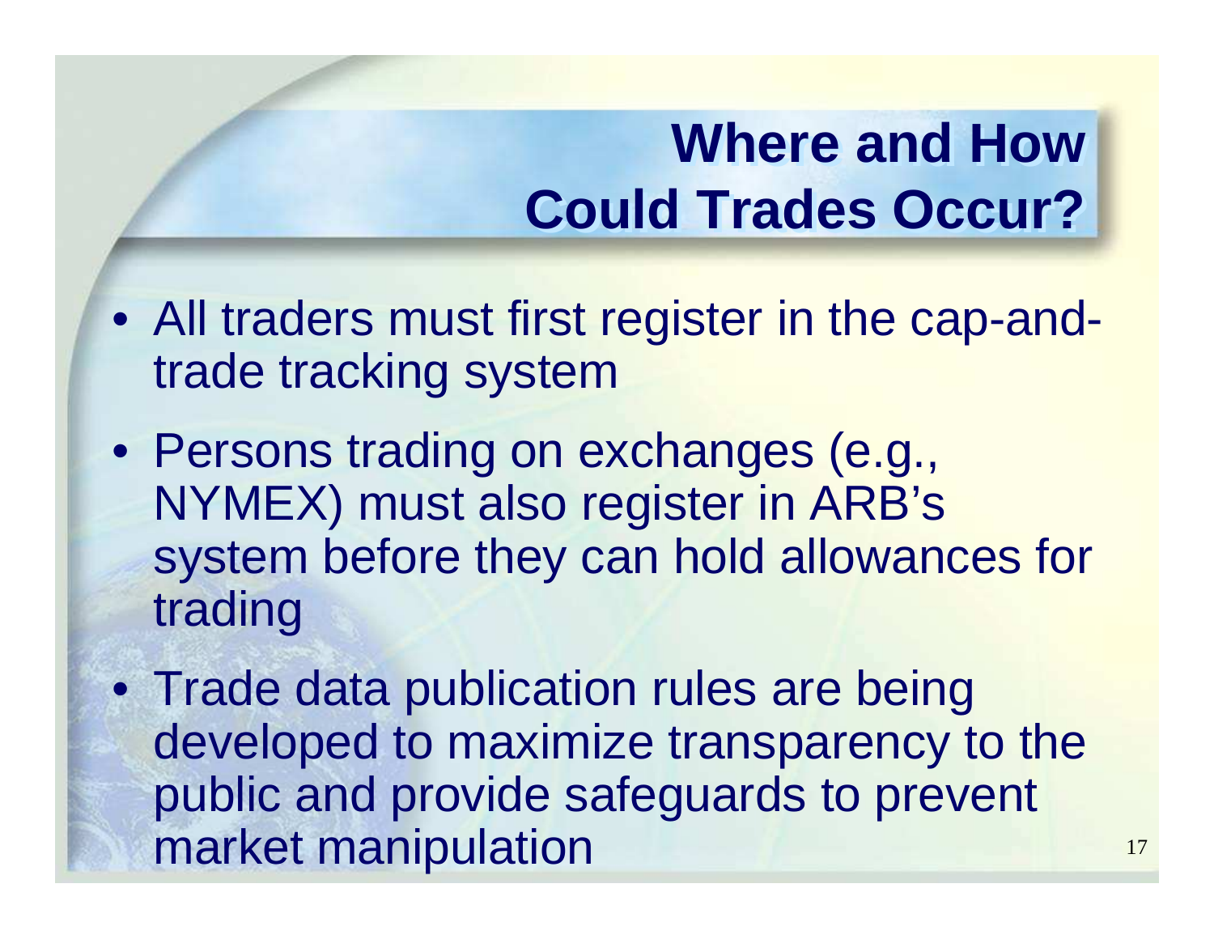# Where and How Could Trades Occur?

- All traders must first register in the cap-and-trade tracking system
- Persons trading on exchanges (e.g., NYMEX) must also register in ARB's system before they can hold allowances for trading
- Trade data publication rules are being developed to maximize transparency to the public and provide safeguards to prevent market manipulation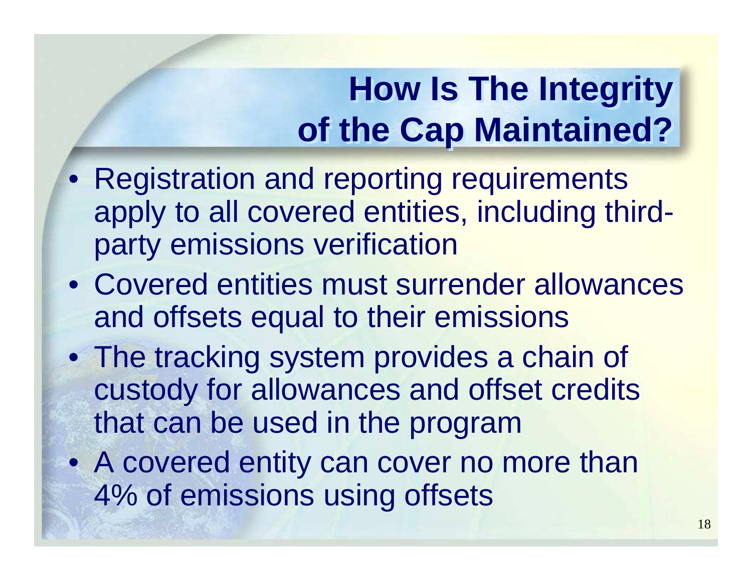# How Is The Integrity of the Cap Maintained?

- Registration and reporting requirements apply to all covered entities, including third-party emissions verification
- Covered entities must surrender allowances and offsets equal to their emissions
- The tracking system provides a chain of custody for allowances and offset credits that can be used in the program
- A covered entity can cover no more than 4% of emissions using offsets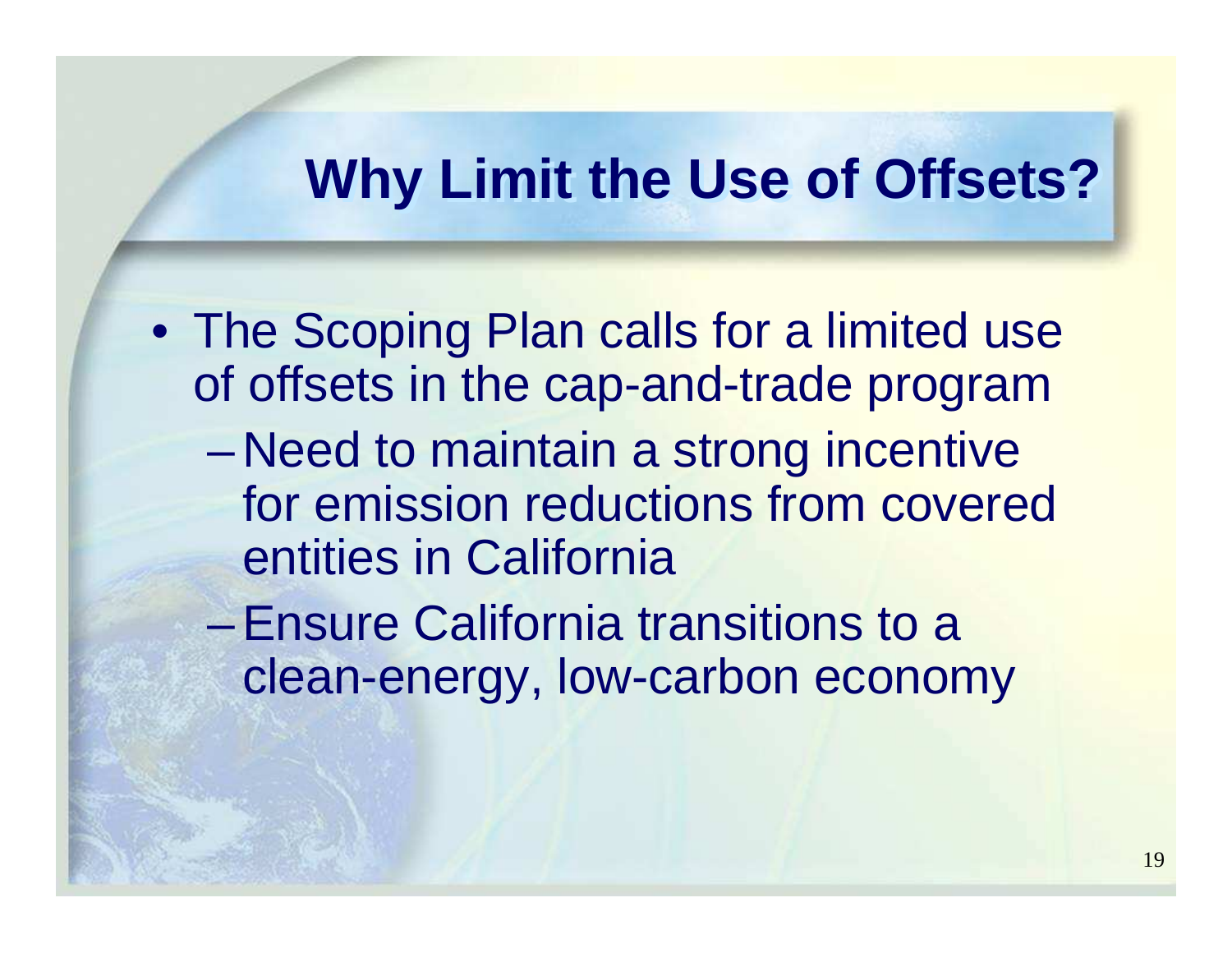# Why Limit the Use of Offsets?

- The Scoping Plan calls for a limited use of offsets in the cap-and-trade program
  - Need to maintain a strong incentive for emission reductions from covered entities in California
  - Ensure California transitions to a clean-energy, low-carbon economy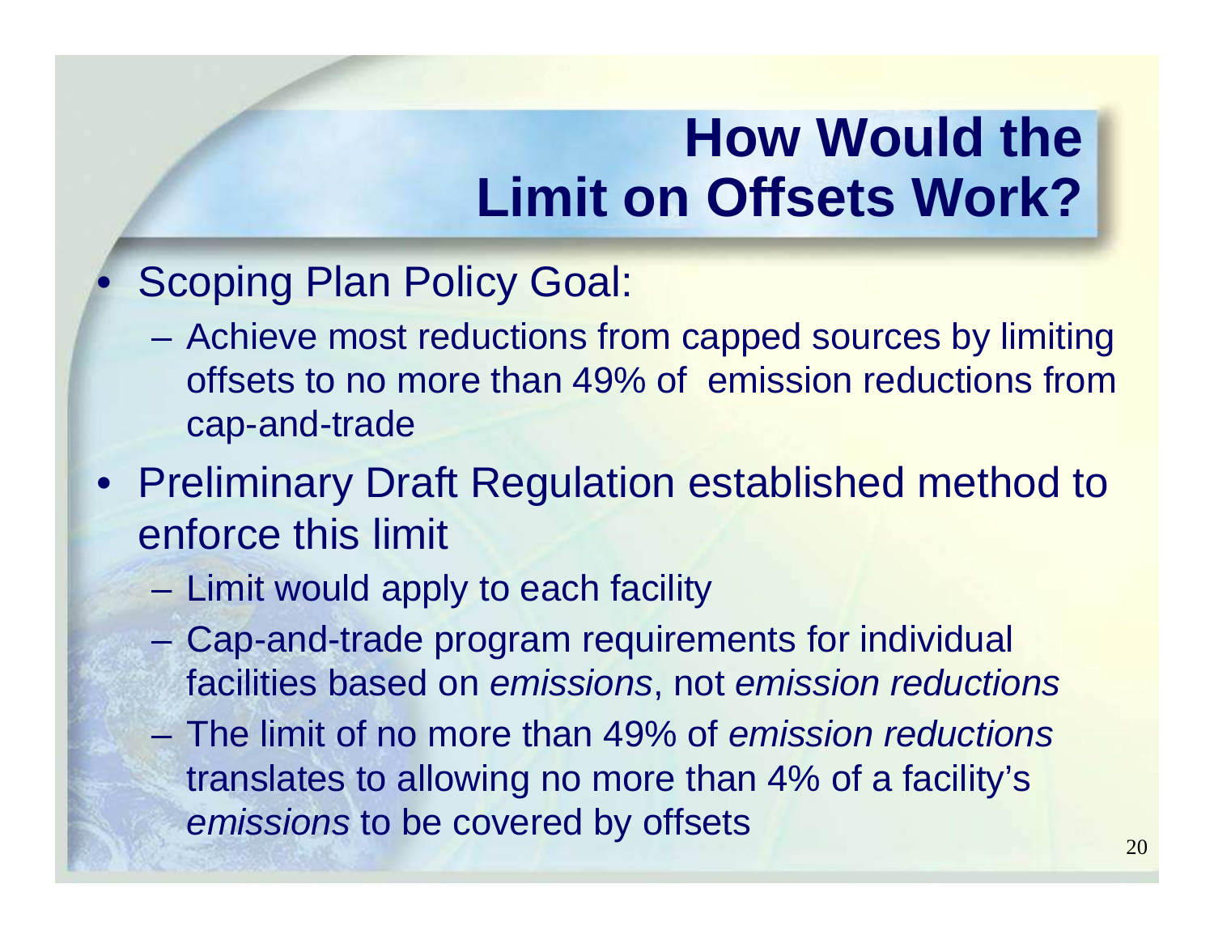# How Would the Limit on Offsets Work?

- Scoping Plan Policy Goal:
  - Achieve most reductions from capped sources by limiting offsets to no more than 49% of emission reductions from cap-and-trade
- Preliminary Draft Regulation established method to enforce this limit
  - Limit would apply to each facility
  - Cap-and-trade program requirements for individual facilities based on *emissions*, not *emission reductions*
  - The limit of no more than 49% of *emission reductions* translates to allowing no more than 4% of a facility's *emissions* to be covered by offsets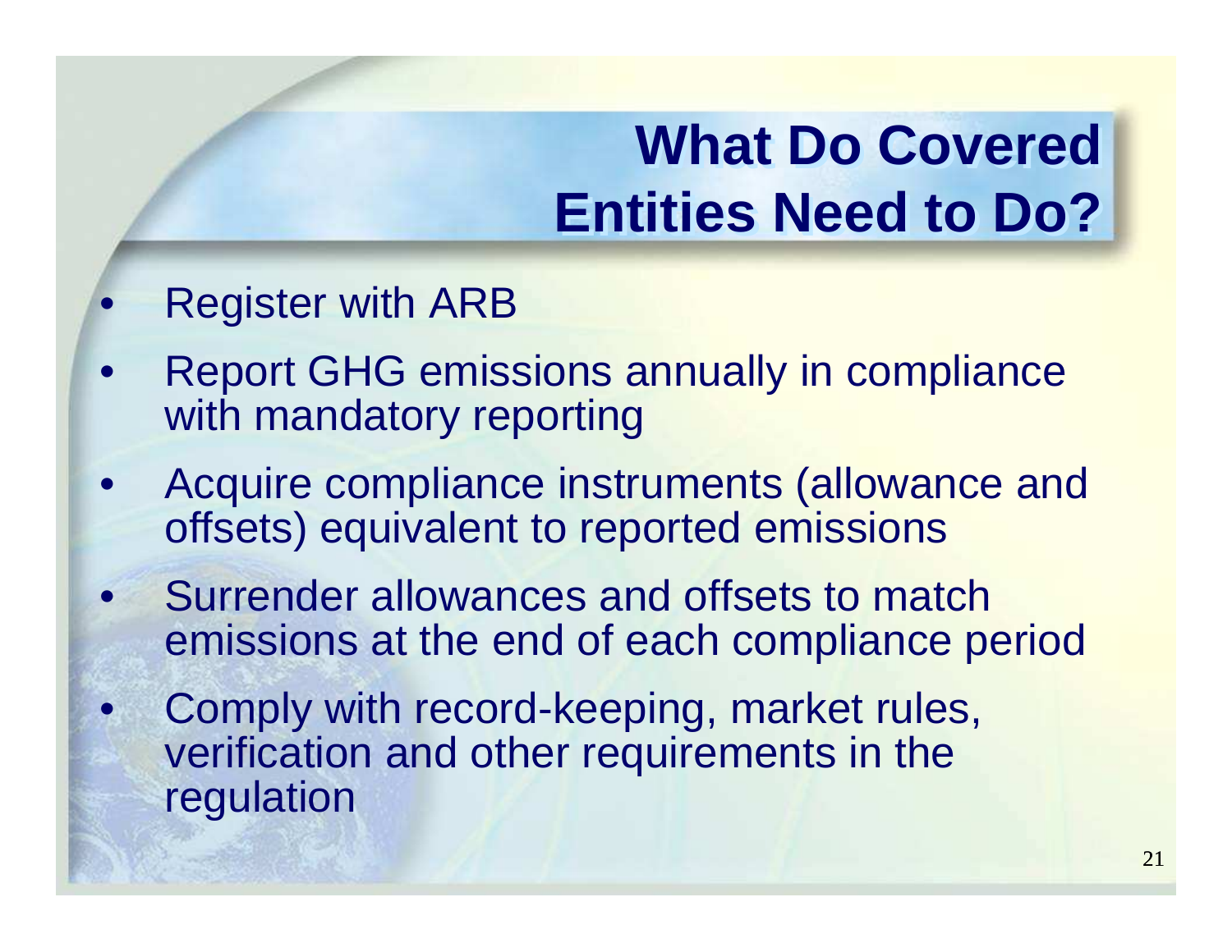# What Do Covered Entities Need to Do?

- Register with ARB
- Report GHG emissions annually in compliance with mandatory reporting
- Acquire compliance instruments (allowance and offsets) equivalent to reported emissions
- Surrender allowances and offsets to match emissions at the end of each compliance period
- Comply with record-keeping, market rules, verification and other requirements in the regulation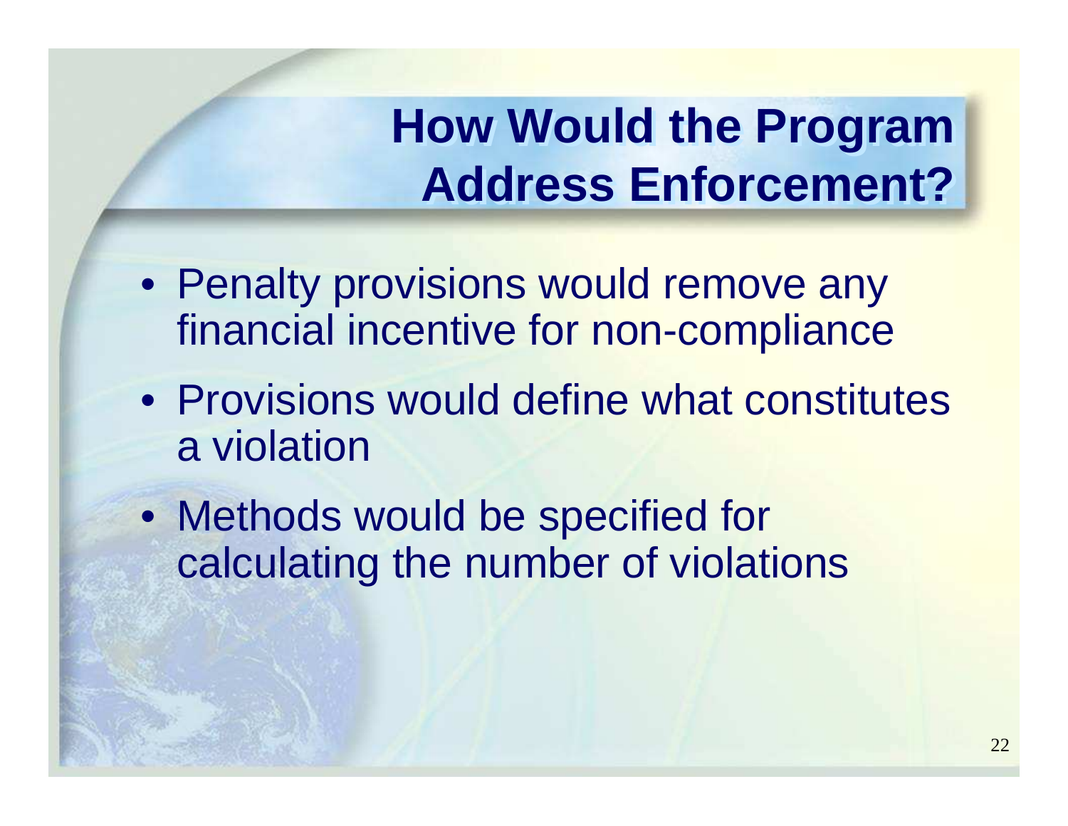# How Would the Program Address Enforcement?

- Penalty provisions would remove any financial incentive for non-compliance
- Provisions would define what constitutes a violation
- Methods would be specified for calculating the number of violations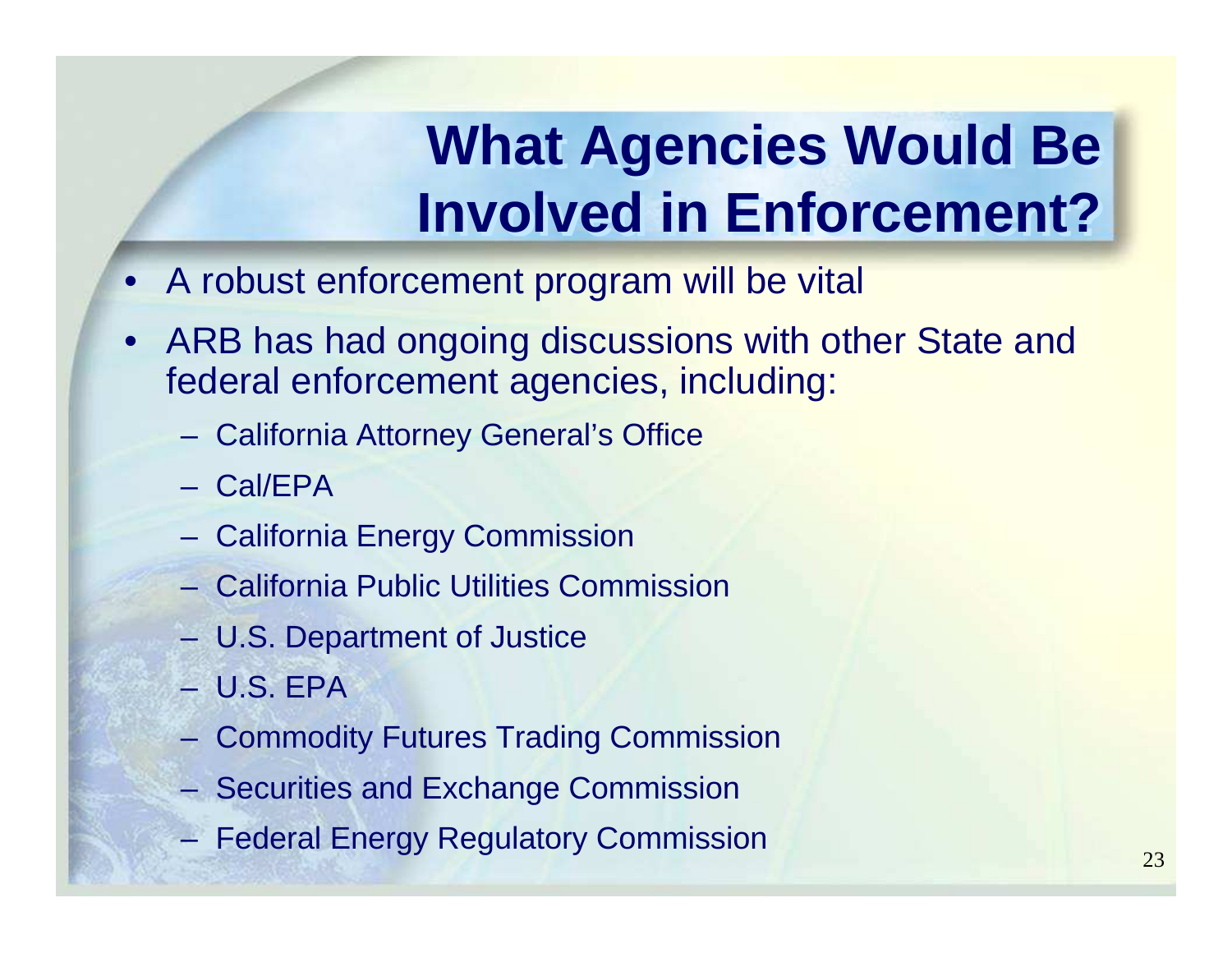# What Agencies Would Be Involved in Enforcement?

- A robust enforcement program will be vital
- ARB has had ongoing discussions with other State and federal enforcement agencies, including:
  - California Attorney General's Office
  - Cal/EPA
  - California Energy Commission
  - California Public Utilities Commission
  - U.S. Department of Justice
  - U.S. EPA
  - Commodity Futures Trading Commission
  - Securities and Exchange Commission
  - Federal Energy Regulatory Commission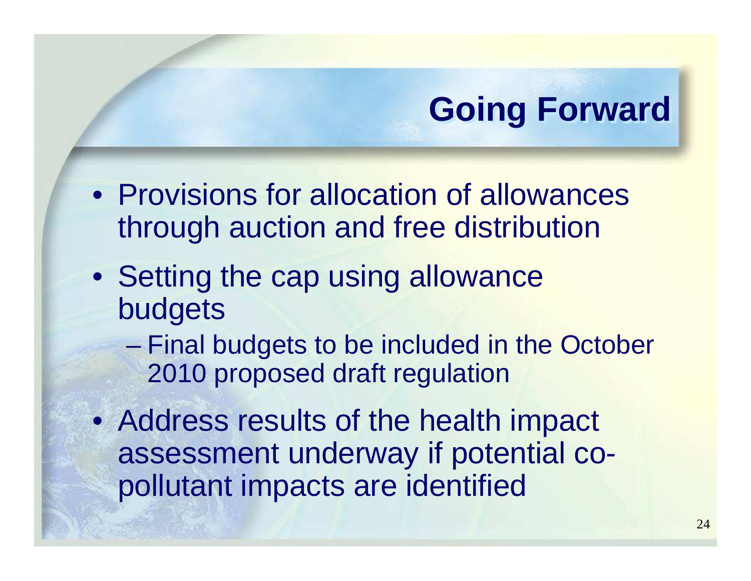# Going Forward

- Provisions for allocation of allowances through auction and free distribution
- Setting the cap using allowance budgets
  - Final budgets to be included in the October 2010 proposed draft regulation
- Address results of the health impact assessment underway if potential co-pollutant impacts are identified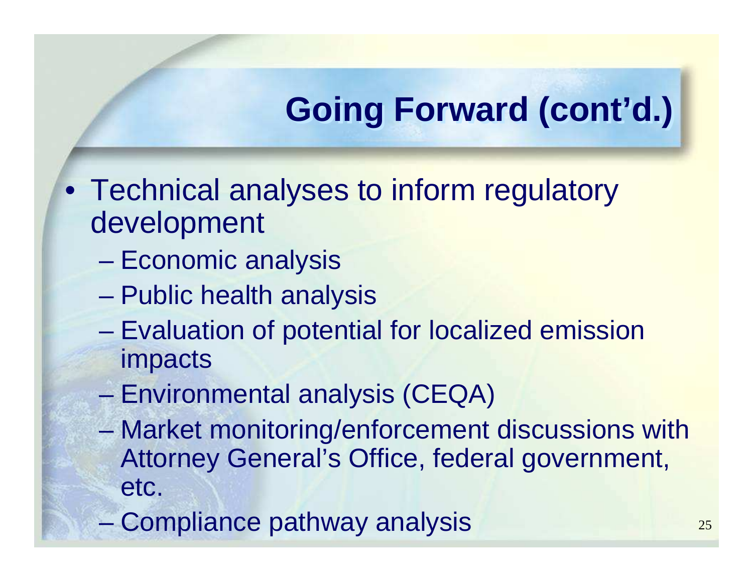# Going Forward (cont'd.)

- Technical analyses to inform regulatory development
  - Economic analysis
  - Public health analysis
  - Evaluation of potential for localized emission impacts
  - Environmental analysis (CEQA)
  - Market monitoring/enforcement discussions with Attorney General's Office, federal government, etc.
  - Compliance pathway analysis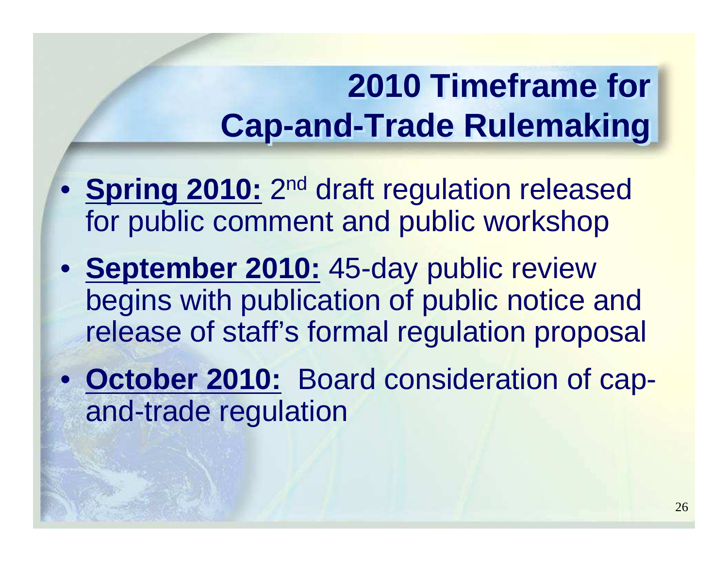# 2010 Timeframe for Cap-and-Trade Rulemaking

- **<u>Spring 2010:</u>** 2nd draft regulation released for public comment and public workshop
- **<u>September 2010:</u>** 45-day public review begins with publication of public notice and release of staff's formal regulation proposal
- **<u>October 2010:</u>** Board consideration of cap-and-trade regulation